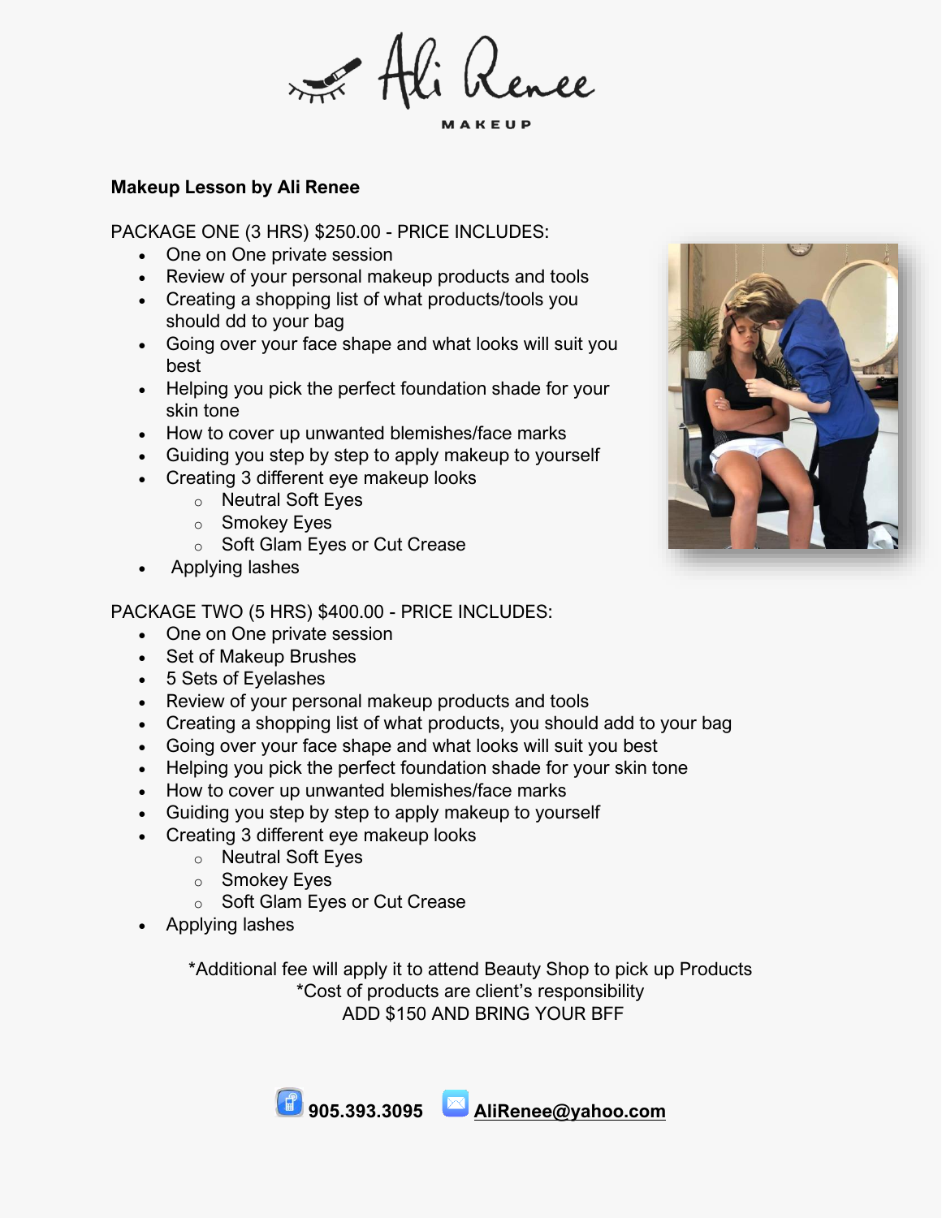# Ali Renee

MAKEUP

**Makeup Lesson by Ali Renee**

PACKAGE ONE (3 HRS) $250.00 - PRICE INCLUDES:

- One on One private session
- Review of your personal makeup products and tools
- Creating a shopping list of what products/tools you should dd to your bag
- Going over your face shape and what looks will suit you best
- Helping you pick the perfect foundation shade for your skin tone
- How to cover up unwanted blemishes/face marks
- Guiding you step by step to apply makeup to yourself
- Creating 3 different eye makeup looks
  - Neutral Soft Eyes
  - Smokey Eyes
  - Soft Glam Eyes or Cut Crease
- Applying lashes

PACKAGE TWO (5 HRS) $400.00 - PRICE INCLUDES:

- One on One private session
- Set of Makeup Brushes
- 5 Sets of Eyelashes
- Review of your personal makeup products and tools
- Creating a shopping list of what products, you should add to your bag
- Going over your face shape and what looks will suit you best
- Helping you pick the perfect foundation shade for your skin tone
- How to cover up unwanted blemishes/face marks
- Guiding you step by step to apply makeup to yourself
- Creating 3 different eye makeup looks
  - Neutral Soft Eyes
  - Smokey Eyes
  - Soft Glam Eyes or Cut Crease
- Applying lashes

*Additional fee will apply it to attend Beauty Shop to pick up Products
*Cost of products are client's responsibility
ADD $150 AND BRING YOUR BFF

**905.393.3095** **AliRenee@yahoo.com**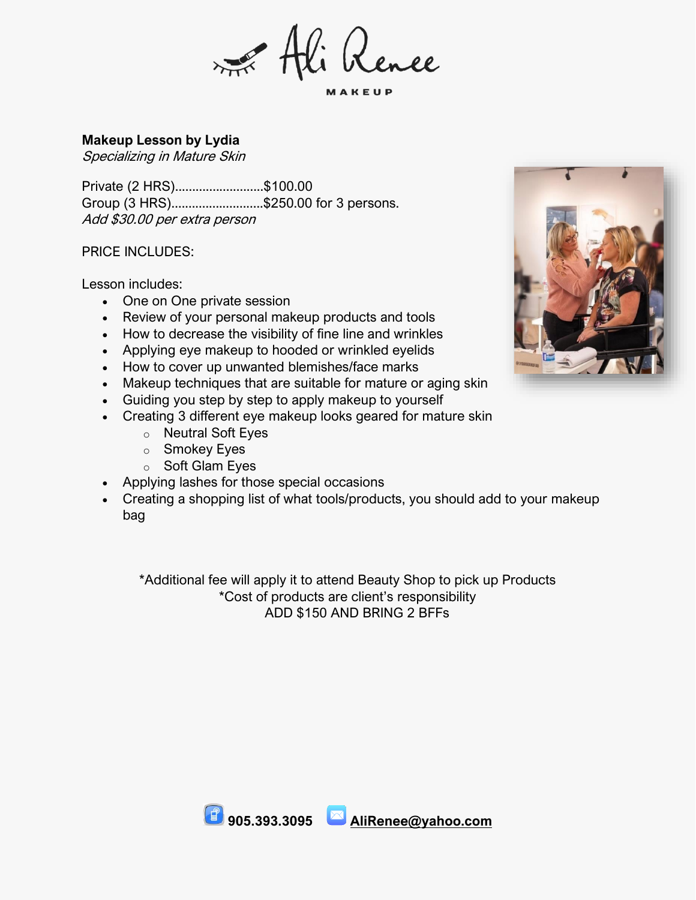Ali Renee

MAKEUP

**Makeup Lesson by Lydia**
*Specializing in Mature Skin*

Private (2 HRS)..........................$100.00
Group (3 HRS)...........................$250.00 for 3 persons.
*Add $30.00 per extra person*

PRICE INCLUDES:

Lesson includes:

- One on One private session
- Review of your personal makeup products and tools
- How to decrease the visibility of fine line and wrinkles
- Applying eye makeup to hooded or wrinkled eyelids
- How to cover up unwanted blemishes/face marks
- Makeup techniques that are suitable for mature or aging skin
- Guiding you step by step to apply makeup to yourself
- Creating 3 different eye makeup looks geared for mature skin
  - Neutral Soft Eyes
  - Smokey Eyes
  - Soft Glam Eyes
- Applying lashes for those special occasions
- Creating a shopping list of what tools/products, you should add to your makeup bag

*Additional fee will apply it to attend Beauty Shop to pick up Products
*Cost of products are client's responsibility
ADD $150 AND BRING 2 BFFs

**905.393.3095** **AliRenee@yahoo.com**